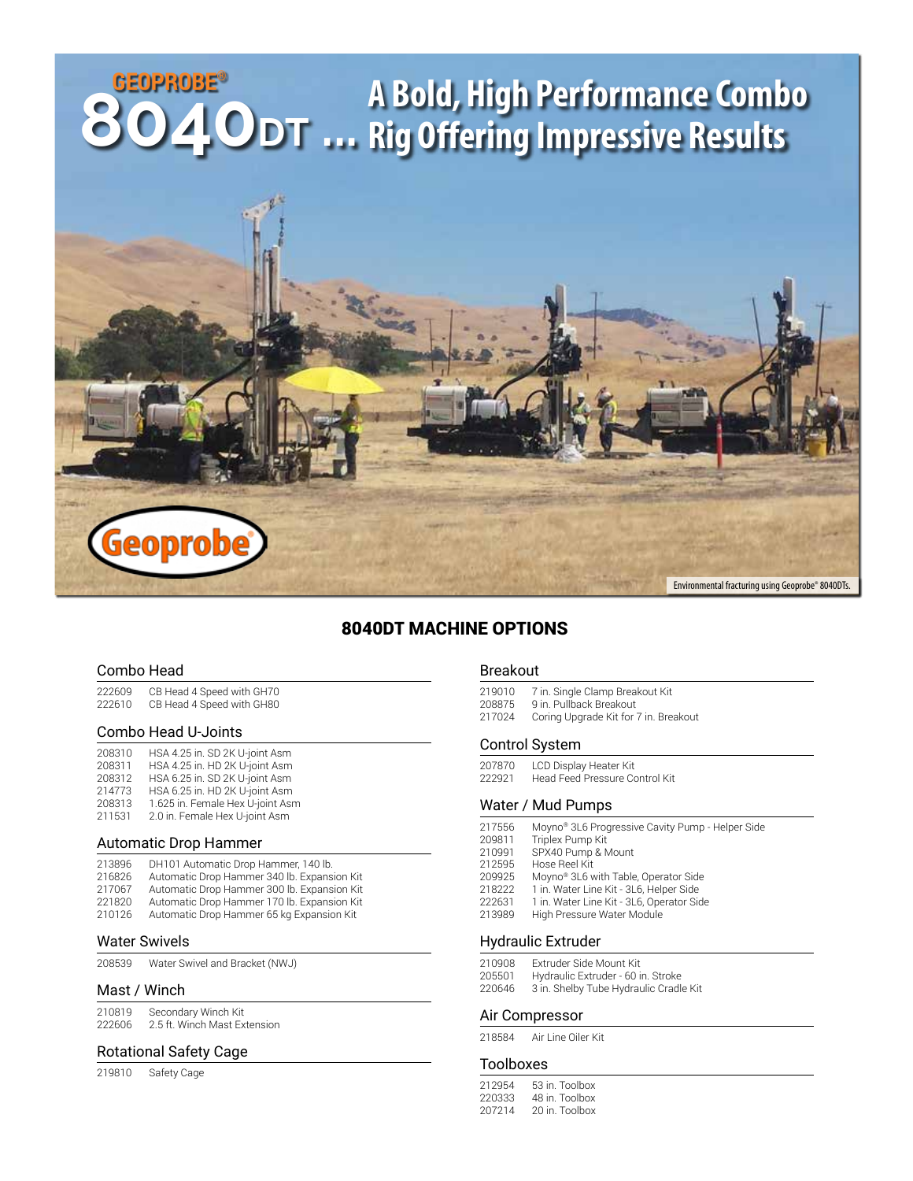# GEOPROBE® 8040DT ... A Bold, High Performance Combo Rig Offering Impressive Results

Environmental fracturing using Geoprobe® 8040DTs.

## 8040DT MACHINE OPTIONS

### Combo Head

222609 CB Head 4 Speed with GH70
222610 CB Head 4 Speed with GH80

### Combo Head U-Joints

208310 HSA 4.25 in. SD 2K U-joint Asm
208311 HSA 4.25 in. HD 2K U-joint Asm
208312 HSA 6.25 in. SD 2K U-joint Asm
214773 HSA 6.25 in. HD 2K U-joint Asm
208313 1.625 in. Female Hex U-joint Asm
211531 2.0 in. Female Hex U-joint Asm

### Automatic Drop Hammer

213896 DH101 Automatic Drop Hammer, 140 lb.
216826 Automatic Drop Hammer 340 lb. Expansion Kit
217067 Automatic Drop Hammer 300 lb. Expansion Kit
221820 Automatic Drop Hammer 170 lb. Expansion Kit
210126 Automatic Drop Hammer 65 kg Expansion Kit

### Water Swivels

208539 Water Swivel and Bracket (NWJ)

### Mast / Winch

210819 Secondary Winch Kit
222606 2.5 ft. Winch Mast Extension

### Rotational Safety Cage

219810 Safety Cage

### Breakout

219010 7 in. Single Clamp Breakout Kit
208875 9 in. Pullback Breakout
217024 Coring Upgrade Kit for 7 in. Breakout

### Control System

207870 LCD Display Heater Kit
222921 Head Feed Pressure Control Kit

### Water / Mud Pumps

217556 Moyno® 3L6 Progressive Cavity Pump - Helper Side
209811 Triplex Pump Kit
210991 SPX40 Pump & Mount
212595 Hose Reel Kit
209925 Moyno® 3L6 with Table, Operator Side
218222 1 in. Water Line Kit - 3L6, Helper Side
222631 1 in. Water Line Kit - 3L6, Operator Side
213989 High Pressure Water Module

### Hydraulic Extruder

210908 Extruder Side Mount Kit
205501 Hydraulic Extruder - 60 in. Stroke
220646 3 in. Shelby Tube Hydraulic Cradle Kit

### Air Compressor

218584 Air Line Oiler Kit

### Toolboxes

212954 53 in. Toolbox
220333 48 in. Toolbox
207214 20 in. Toolbox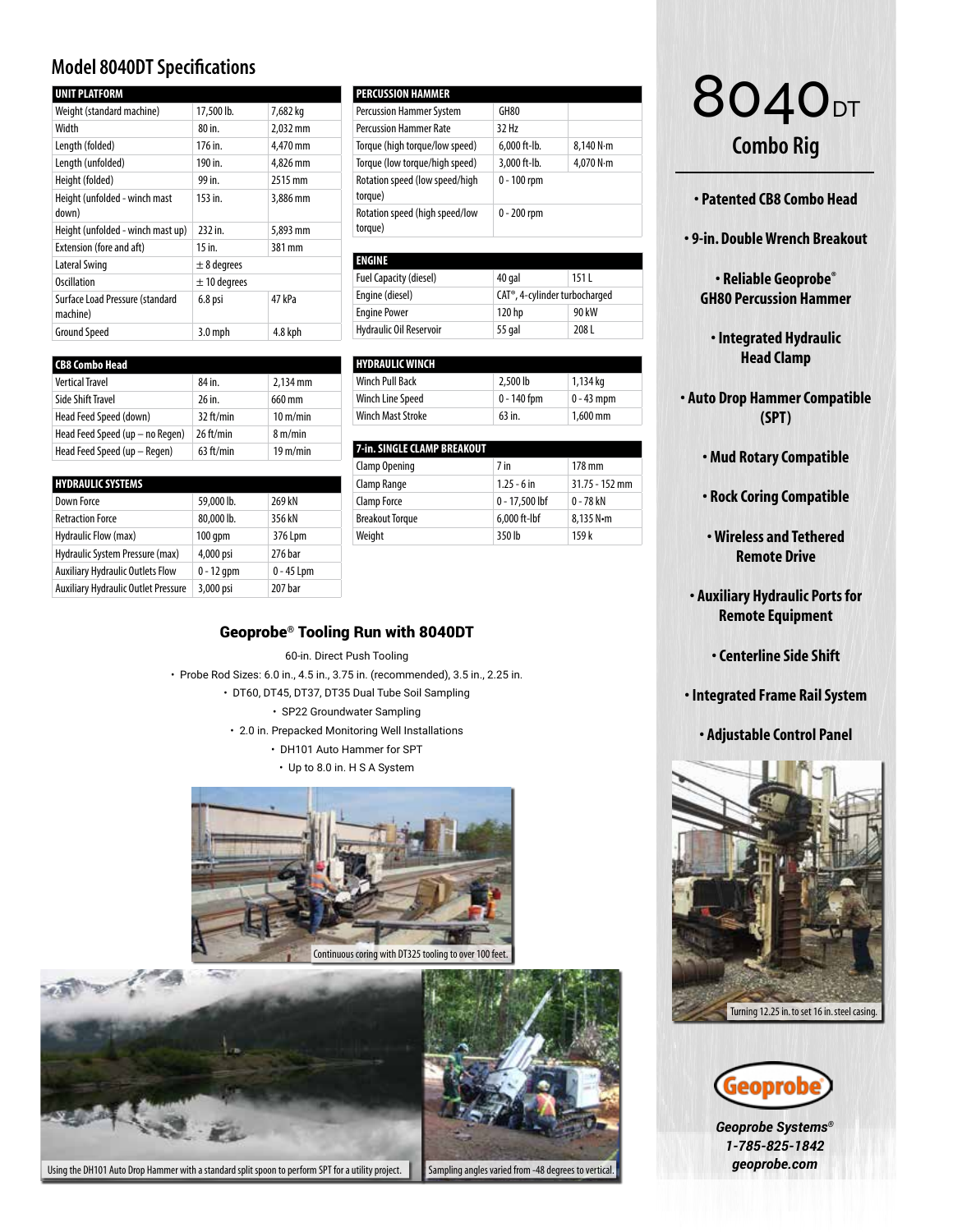## Model 8040DT Specifications

| UNIT PLATFORM | | |
|---|---|---|
| Weight (standard machine) | 17,500 lb. | 7,682 kg |
| Width | 80 in. | 2,032 mm |
| Length (folded) | 176 in. | 4,470 mm |
| Length (unfolded) | 190 in. | 4,826 mm |
| Height (folded) | 99 in. | 2515 mm |
| Height (unfolded - winch mast down) | 153 in. | 3,886 mm |
| Height (unfolded - winch mast up) | 232 in. | 5,893 mm |
| Extension (fore and aft) | 15 in. | 381 mm |
| Lateral Swing | ± 8 degrees | |
| Oscillation | ± 10 degrees | |
| Surface Load Pressure (standard machine) | 6.8 psi | 47 kPa |
| Ground Speed | 3.0 mph | 4.8 kph |

| CB8 Combo Head | | |
|---|---|---|
| Vertical Travel | 84 in. | 2,134 mm |
| Side Shift Travel | 26 in. | 660 mm |
| Head Feed Speed (down) | 32 ft/min | 10 m/min |
| Head Feed Speed (up – no Regen) | 26 ft/min | 8 m/min |
| Head Feed Speed (up – Regen) | 63 ft/min | 19 m/min |

| HYDRAULIC SYSTEMS | | |
|---|---|---|
| Down Force | 59,000 lb. | 269 kN |
| Retraction Force | 80,000 lb. | 356 kN |
| Hydraulic Flow (max) | 100 gpm | 376 Lpm |
| Hydraulic System Pressure (max) | 4,000 psi | 276 bar |
| Auxiliary Hydraulic Outlets Flow | 0 - 12 gpm | 0 - 45 Lpm |
| Auxiliary Hydraulic Outlet Pressure | 3,000 psi | 207 bar |

| PERCUSSION HAMMER | | |
|---|---|---|
| Percussion Hammer System | GH80 | |
| Percussion Hammer Rate | 32 Hz | |
| Torque (high torque/low speed) | 6,000 ft-lb. | 8,140 N·m |
| Torque (low torque/high speed) | 3,000 ft-lb. | 4,070 N·m |
| Rotation speed (low speed/high torque) | 0 - 100 rpm | |
| Rotation speed (high speed/low torque) | 0 - 200 rpm | |

| ENGINE | | |
|---|---|---|
| Fuel Capacity (diesel) | 40 gal | 151 L |
| Engine (diesel) | CAT®, 4-cylinder turbocharged | |
| Engine Power | 120 hp | 90 kW |
| Hydraulic Oil Reservoir | 55 gal | 208 L |

| HYDRAULIC WINCH | | |
|---|---|---|
| Winch Pull Back | 2,500 lb | 1,134 kg |
| Winch Line Speed | 0 - 140 fpm | 0 - 43 mpm |
| Winch Mast Stroke | 63 in. | 1,600 mm |

| 7-in. SINGLE CLAMP BREAKOUT | | |
|---|---|---|
| Clamp Opening | 7 in | 178 mm |
| Clamp Range | 1.25 - 6 in | 31.75 - 152 mm |
| Clamp Force | 0 - 17,500 lbf | 0 - 78 kN |
| Breakout Torque | 6,000 ft-lbf | 8,135 N•m |
| Weight | 350 lb | 159 k |

### Geoprobe® Tooling Run with 8040DT

60-in. Direct Push Tooling

- Probe Rod Sizes: 6.0 in., 4.5 in., 3.75 in. (recommended), 3.5 in., 2.25 in.
- DT60, DT45, DT37, DT35 Dual Tube Soil Sampling
- SP22 Groundwater Sampling
- 2.0 in. Prepacked Monitoring Well Installations
- DH101 Auto Hammer for SPT
- Up to 8.0 in. H S A System

Continuous coring with DT325 tooling to over 100 feet.

Using the DH101 Auto Drop Hammer with a standard split spoon to perform SPT for a utility project.

Sampling angles varied from -48 degrees to vertical.

# 8040DT

## Combo Rig

- **Patented CB8 Combo Head**
- **9-in. Double Wrench Breakout**
- **Reliable Geoprobe® GH80 Percussion Hammer**
- **Integrated Hydraulic Head Clamp**
- **Auto Drop Hammer Compatible (SPT)**
- **Mud Rotary Compatible**
- **Rock Coring Compatible**
- **Wireless and Tethered Remote Drive**
- **Auxiliary Hydraulic Ports for Remote Equipment**
- **Centerline Side Shift**
- **Integrated Frame Rail System**
- **Adjustable Control Panel**

Turning 12.25 in. to set 16 in. steel casing.

Geoprobe

*Geoprobe Systems®*
*1-785-825-1842*
*geoprobe.com*